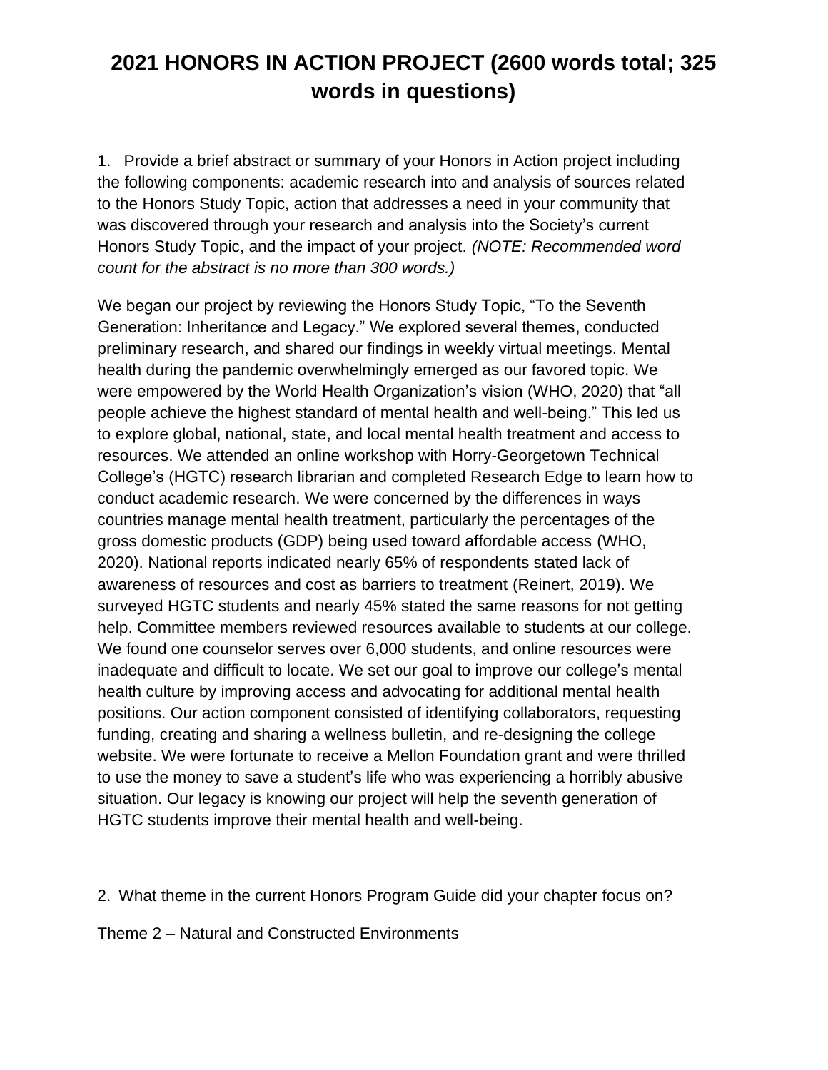# 2021 HONORS IN ACTION PROJECT (2600 words total; 325 words in questions)

1. Provide a brief abstract or summary of your Honors in Action project including the following components: academic research into and analysis of sources related to the Honors Study Topic, action that addresses a need in your community that was discovered through your research and analysis into the Society's current Honors Study Topic, and the impact of your project. *(NOTE: Recommended word count for the abstract is no more than 300 words.)*

We began our project by reviewing the Honors Study Topic, "To the Seventh Generation: Inheritance and Legacy." We explored several themes, conducted preliminary research, and shared our findings in weekly virtual meetings. Mental health during the pandemic overwhelmingly emerged as our favored topic. We were empowered by the World Health Organization's vision (WHO, 2020) that "all people achieve the highest standard of mental health and well-being." This led us to explore global, national, state, and local mental health treatment and access to resources. We attended an online workshop with Horry-Georgetown Technical College's (HGTC) research librarian and completed Research Edge to learn how to conduct academic research. We were concerned by the differences in ways countries manage mental health treatment, particularly the percentages of the gross domestic products (GDP) being used toward affordable access (WHO, 2020). National reports indicated nearly 65% of respondents stated lack of awareness of resources and cost as barriers to treatment (Reinert, 2019). We surveyed HGTC students and nearly 45% stated the same reasons for not getting help. Committee members reviewed resources available to students at our college. We found one counselor serves over 6,000 students, and online resources were inadequate and difficult to locate. We set our goal to improve our college's mental health culture by improving access and advocating for additional mental health positions. Our action component consisted of identifying collaborators, requesting funding, creating and sharing a wellness bulletin, and re-designing the college website. We were fortunate to receive a Mellon Foundation grant and were thrilled to use the money to save a student's life who was experiencing a horribly abusive situation. Our legacy is knowing our project will help the seventh generation of HGTC students improve their mental health and well-being.

2. What theme in the current Honors Program Guide did your chapter focus on?

Theme 2 – Natural and Constructed Environments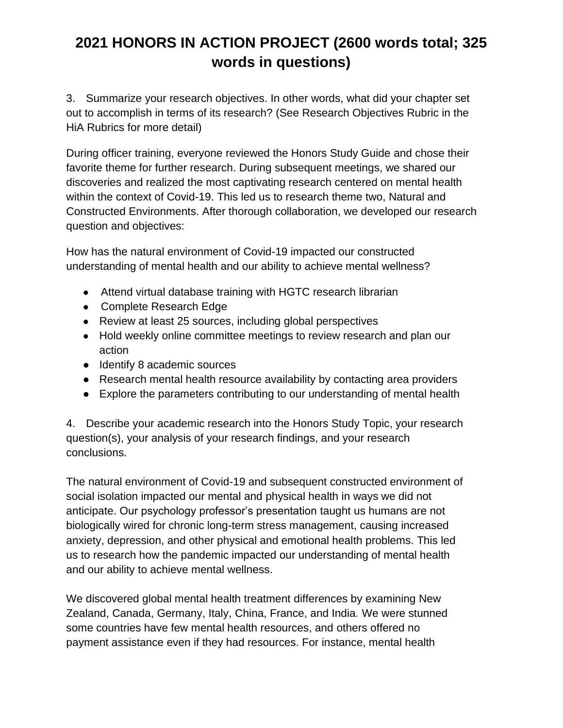# 2021 HONORS IN ACTION PROJECT (2600 words total; 325 words in questions)

3. Summarize your research objectives. In other words, what did your chapter set out to accomplish in terms of its research? (See Research Objectives Rubric in the HiA Rubrics for more detail)

During officer training, everyone reviewed the Honors Study Guide and chose their favorite theme for further research. During subsequent meetings, we shared our discoveries and realized the most captivating research centered on mental health within the context of Covid-19. This led us to research theme two, Natural and Constructed Environments. After thorough collaboration, we developed our research question and objectives:

How has the natural environment of Covid-19 impacted our constructed understanding of mental health and our ability to achieve mental wellness?

- Attend virtual database training with HGTC research librarian
- Complete Research Edge
- Review at least 25 sources, including global perspectives
- Hold weekly online committee meetings to review research and plan our action
- Identify 8 academic sources
- Research mental health resource availability by contacting area providers
- Explore the parameters contributing to our understanding of mental health

4. Describe your academic research into the Honors Study Topic, your research question(s), your analysis of your research findings, and your research conclusions.

The natural environment of Covid-19 and subsequent constructed environment of social isolation impacted our mental and physical health in ways we did not anticipate. Our psychology professor's presentation taught us humans are not biologically wired for chronic long-term stress management, causing increased anxiety, depression, and other physical and emotional health problems. This led us to research how the pandemic impacted our understanding of mental health and our ability to achieve mental wellness.

We discovered global mental health treatment differences by examining New Zealand, Canada, Germany, Italy, China, France, and India. We were stunned some countries have few mental health resources, and others offered no payment assistance even if they had resources. For instance, mental health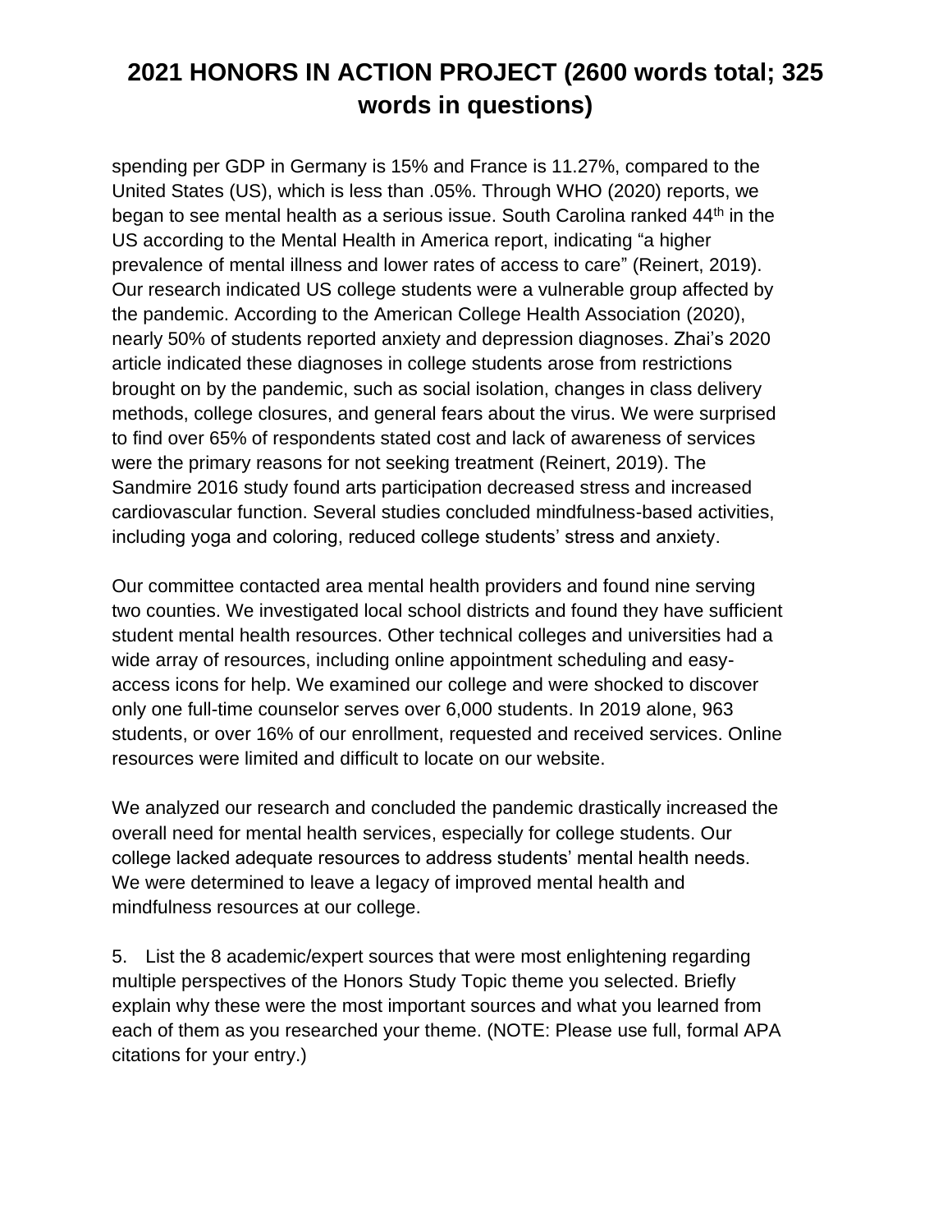spending per GDP in Germany is 15% and France is 11.27%, compared to the United States (US), which is less than .05%. Through WHO (2020) reports, we began to see mental health as a serious issue. South Carolina ranked 44th in the US according to the Mental Health in America report, indicating "a higher prevalence of mental illness and lower rates of access to care" (Reinert, 2019). Our research indicated US college students were a vulnerable group affected by the pandemic. According to the American College Health Association (2020), nearly 50% of students reported anxiety and depression diagnoses. Zhai's 2020 article indicated these diagnoses in college students arose from restrictions brought on by the pandemic, such as social isolation, changes in class delivery methods, college closures, and general fears about the virus. We were surprised to find over 65% of respondents stated cost and lack of awareness of services were the primary reasons for not seeking treatment (Reinert, 2019). The Sandmire 2016 study found arts participation decreased stress and increased cardiovascular function. Several studies concluded mindfulness-based activities, including yoga and coloring, reduced college students' stress and anxiety.

Our committee contacted area mental health providers and found nine serving two counties. We investigated local school districts and found they have sufficient student mental health resources. Other technical colleges and universities had a wide array of resources, including online appointment scheduling and easy-access icons for help. We examined our college and were shocked to discover only one full-time counselor serves over 6,000 students. In 2019 alone, 963 students, or over 16% of our enrollment, requested and received services. Online resources were limited and difficult to locate on our website.

We analyzed our research and concluded the pandemic drastically increased the overall need for mental health services, especially for college students. Our college lacked adequate resources to address students' mental health needs. We were determined to leave a legacy of improved mental health and mindfulness resources at our college.

5. List the 8 academic/expert sources that were most enlightening regarding multiple perspectives of the Honors Study Topic theme you selected. Briefly explain why these were the most important sources and what you learned from each of them as you researched your theme. (NOTE: Please use full, formal APA citations for your entry.)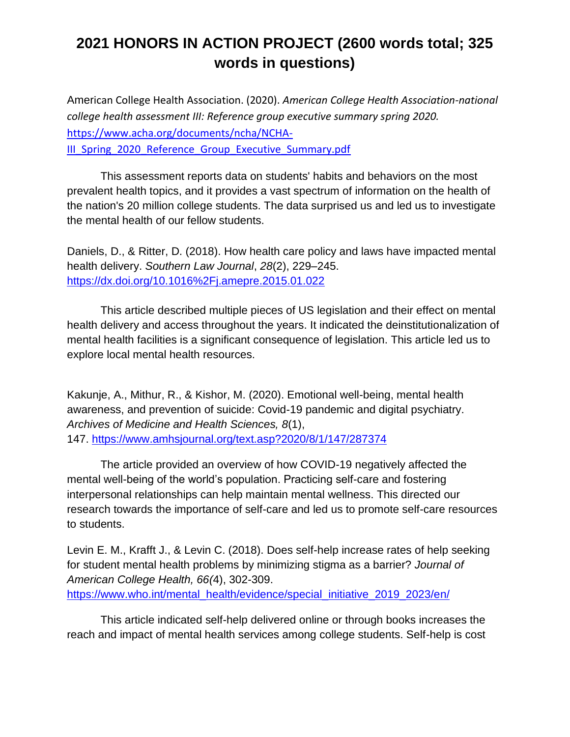# 2021 HONORS IN ACTION PROJECT (2600 words total; 325 words in questions)

American College Health Association. (2020). *American College Health Association-national college health assessment III: Reference group executive summary spring 2020.* https://www.acha.org/documents/ncha/NCHA-III_Spring_2020_Reference_Group_Executive_Summary.pdf

This assessment reports data on students' habits and behaviors on the most prevalent health topics, and it provides a vast spectrum of information on the health of the nation's 20 million college students. The data surprised us and led us to investigate the mental health of our fellow students.

Daniels, D., & Ritter, D. (2018). How health care policy and laws have impacted mental health delivery. *Southern Law Journal*, *28*(2), 229–245. https://dx.doi.org/10.1016%2Fj.amepre.2015.01.022

This article described multiple pieces of US legislation and their effect on mental health delivery and access throughout the years. It indicated the deinstitutionalization of mental health facilities is a significant consequence of legislation. This article led us to explore local mental health resources.

Kakunje, A., Mithur, R., & Kishor, M. (2020). Emotional well-being, mental health awareness, and prevention of suicide: Covid-19 pandemic and digital psychiatry. *Archives of Medicine and Health Sciences, 8*(1), 147. https://www.amhsjournal.org/text.asp?2020/8/1/147/287374

The article provided an overview of how COVID-19 negatively affected the mental well-being of the world's population. Practicing self-care and fostering interpersonal relationships can help maintain mental wellness. This directed our research towards the importance of self-care and led us to promote self-care resources to students.

Levin E. M., Krafft J., & Levin C. (2018). Does self-help increase rates of help seeking for student mental health problems by minimizing stigma as a barrier? *Journal of American College Health, 66(*4), 302-309. https://www.who.int/mental_health/evidence/special_initiative_2019_2023/en/

This article indicated self-help delivered online or through books increases the reach and impact of mental health services among college students. Self-help is cost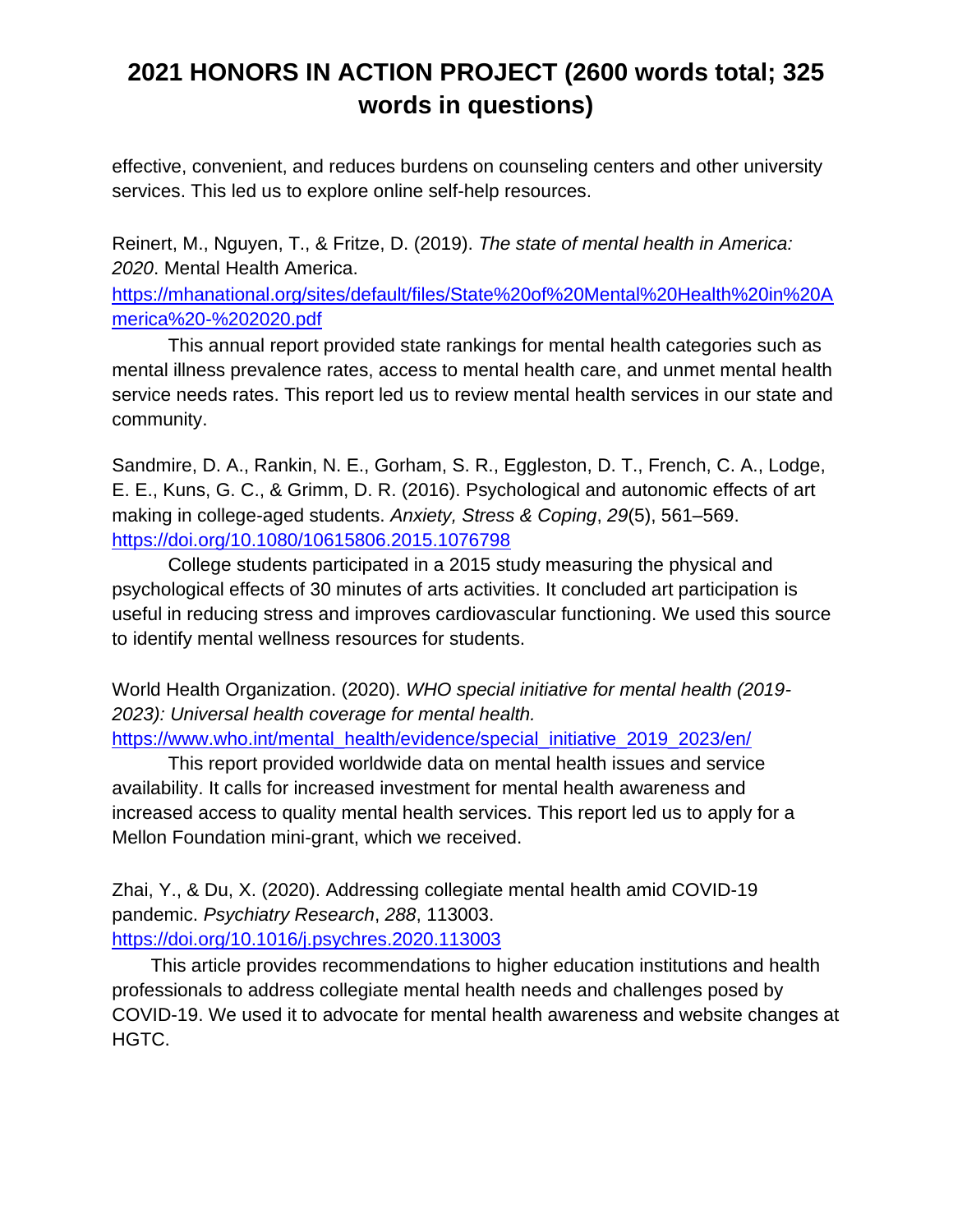effective, convenient, and reduces burdens on counseling centers and other university services. This led us to explore online self-help resources.

Reinert, M., Nguyen, T., & Fritze, D. (2019). *The state of mental health in America: 2020*. Mental Health America. https://mhanational.org/sites/default/files/State%20of%20Mental%20Health%20in%20America%20-%202020.pdf

This annual report provided state rankings for mental health categories such as mental illness prevalence rates, access to mental health care, and unmet mental health service needs rates. This report led us to review mental health services in our state and community.

Sandmire, D. A., Rankin, N. E., Gorham, S. R., Eggleston, D. T., French, C. A., Lodge, E. E., Kuns, G. C., & Grimm, D. R. (2016). Psychological and autonomic effects of art making in college-aged students. *Anxiety, Stress & Coping*, *29*(5), 561–569. https://doi.org/10.1080/10615806.2015.1076798

College students participated in a 2015 study measuring the physical and psychological effects of 30 minutes of arts activities. It concluded art participation is useful in reducing stress and improves cardiovascular functioning. We used this source to identify mental wellness resources for students.

World Health Organization. (2020). *WHO special initiative for mental health (2019-2023): Universal health coverage for mental health.* https://www.who.int/mental_health/evidence/special_initiative_2019_2023/en/

This report provided worldwide data on mental health issues and service availability. It calls for increased investment for mental health awareness and increased access to quality mental health services. This report led us to apply for a Mellon Foundation mini-grant, which we received.

Zhai, Y., & Du, X. (2020). Addressing collegiate mental health amid COVID-19 pandemic. *Psychiatry Research*, *288*, 113003. https://doi.org/10.1016/j.psychres.2020.113003

This article provides recommendations to higher education institutions and health professionals to address collegiate mental health needs and challenges posed by COVID-19. We used it to advocate for mental health awareness and website changes at HGTC.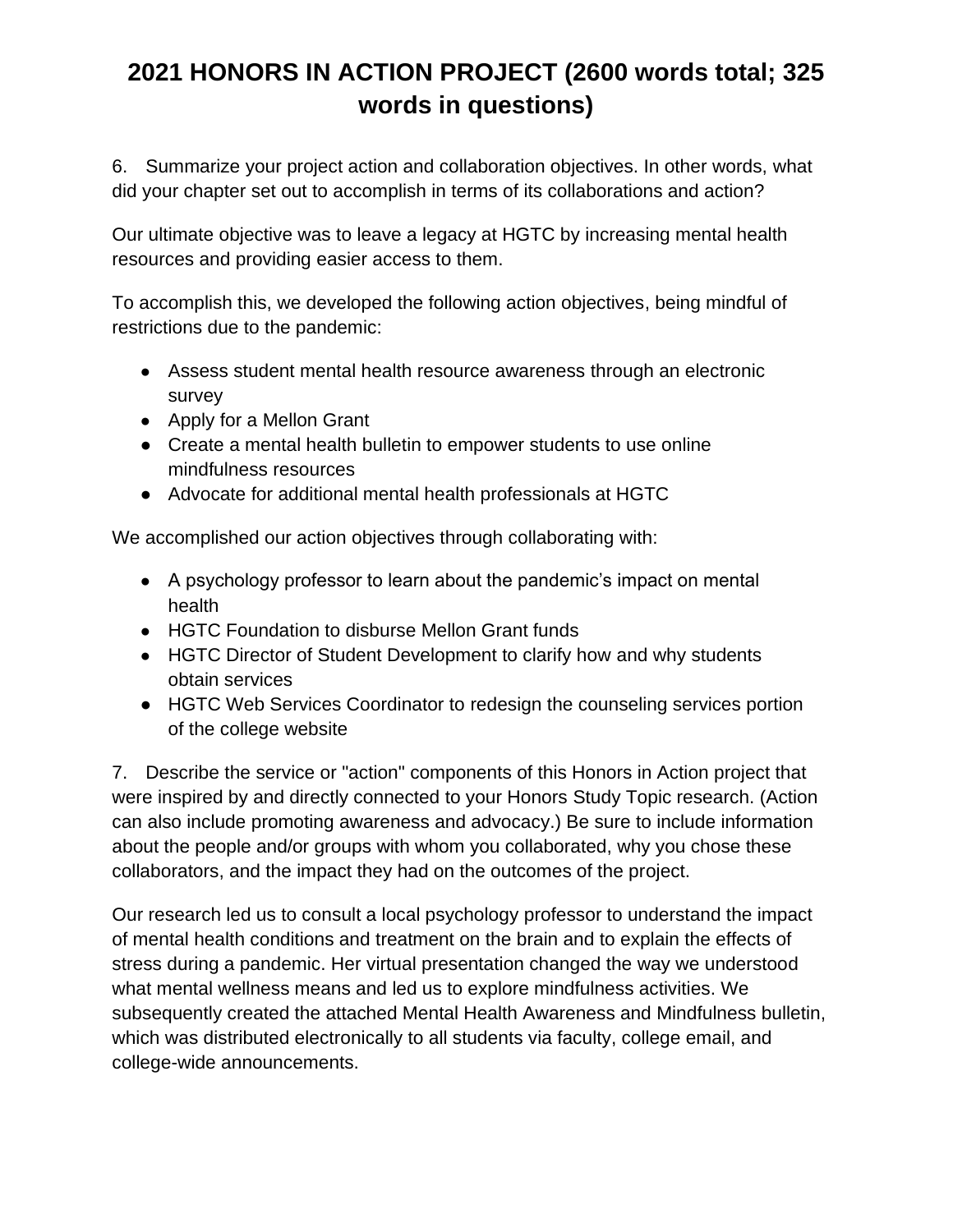# 2021 HONORS IN ACTION PROJECT (2600 words total; 325 words in questions)

6. Summarize your project action and collaboration objectives. In other words, what did your chapter set out to accomplish in terms of its collaborations and action?

Our ultimate objective was to leave a legacy at HGTC by increasing mental health resources and providing easier access to them.

To accomplish this, we developed the following action objectives, being mindful of restrictions due to the pandemic:

- Assess student mental health resource awareness through an electronic survey
- Apply for a Mellon Grant
- Create a mental health bulletin to empower students to use online mindfulness resources
- Advocate for additional mental health professionals at HGTC

We accomplished our action objectives through collaborating with:

- A psychology professor to learn about the pandemic's impact on mental health
- HGTC Foundation to disburse Mellon Grant funds
- HGTC Director of Student Development to clarify how and why students obtain services
- HGTC Web Services Coordinator to redesign the counseling services portion of the college website

7. Describe the service or "action" components of this Honors in Action project that were inspired by and directly connected to your Honors Study Topic research. (Action can also include promoting awareness and advocacy.) Be sure to include information about the people and/or groups with whom you collaborated, why you chose these collaborators, and the impact they had on the outcomes of the project.

Our research led us to consult a local psychology professor to understand the impact of mental health conditions and treatment on the brain and to explain the effects of stress during a pandemic. Her virtual presentation changed the way we understood what mental wellness means and led us to explore mindfulness activities. We subsequently created the attached Mental Health Awareness and Mindfulness bulletin, which was distributed electronically to all students via faculty, college email, and college-wide announcements.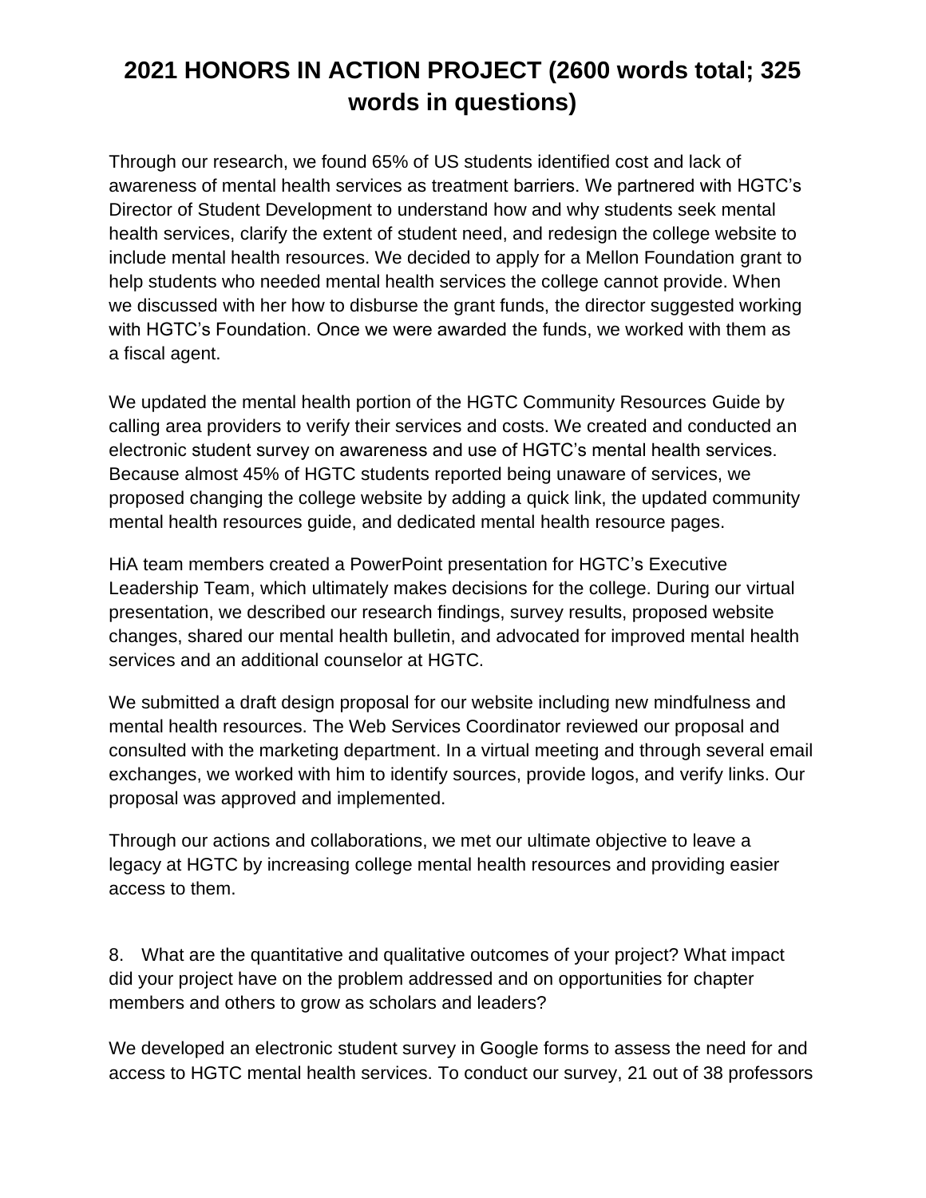# 2021 HONORS IN ACTION PROJECT (2600 words total; 325 words in questions)

Through our research, we found 65% of US students identified cost and lack of awareness of mental health services as treatment barriers. We partnered with HGTC's Director of Student Development to understand how and why students seek mental health services, clarify the extent of student need, and redesign the college website to include mental health resources. We decided to apply for a Mellon Foundation grant to help students who needed mental health services the college cannot provide. When we discussed with her how to disburse the grant funds, the director suggested working with HGTC's Foundation. Once we were awarded the funds, we worked with them as a fiscal agent.

We updated the mental health portion of the HGTC Community Resources Guide by calling area providers to verify their services and costs. We created and conducted an electronic student survey on awareness and use of HGTC's mental health services. Because almost 45% of HGTC students reported being unaware of services, we proposed changing the college website by adding a quick link, the updated community mental health resources guide, and dedicated mental health resource pages.

HiA team members created a PowerPoint presentation for HGTC's Executive Leadership Team, which ultimately makes decisions for the college. During our virtual presentation, we described our research findings, survey results, proposed website changes, shared our mental health bulletin, and advocated for improved mental health services and an additional counselor at HGTC.

We submitted a draft design proposal for our website including new mindfulness and mental health resources. The Web Services Coordinator reviewed our proposal and consulted with the marketing department. In a virtual meeting and through several email exchanges, we worked with him to identify sources, provide logos, and verify links. Our proposal was approved and implemented.

Through our actions and collaborations, we met our ultimate objective to leave a legacy at HGTC by increasing college mental health resources and providing easier access to them.

8. What are the quantitative and qualitative outcomes of your project? What impact did your project have on the problem addressed and on opportunities for chapter members and others to grow as scholars and leaders?

We developed an electronic student survey in Google forms to assess the need for and access to HGTC mental health services. To conduct our survey, 21 out of 38 professors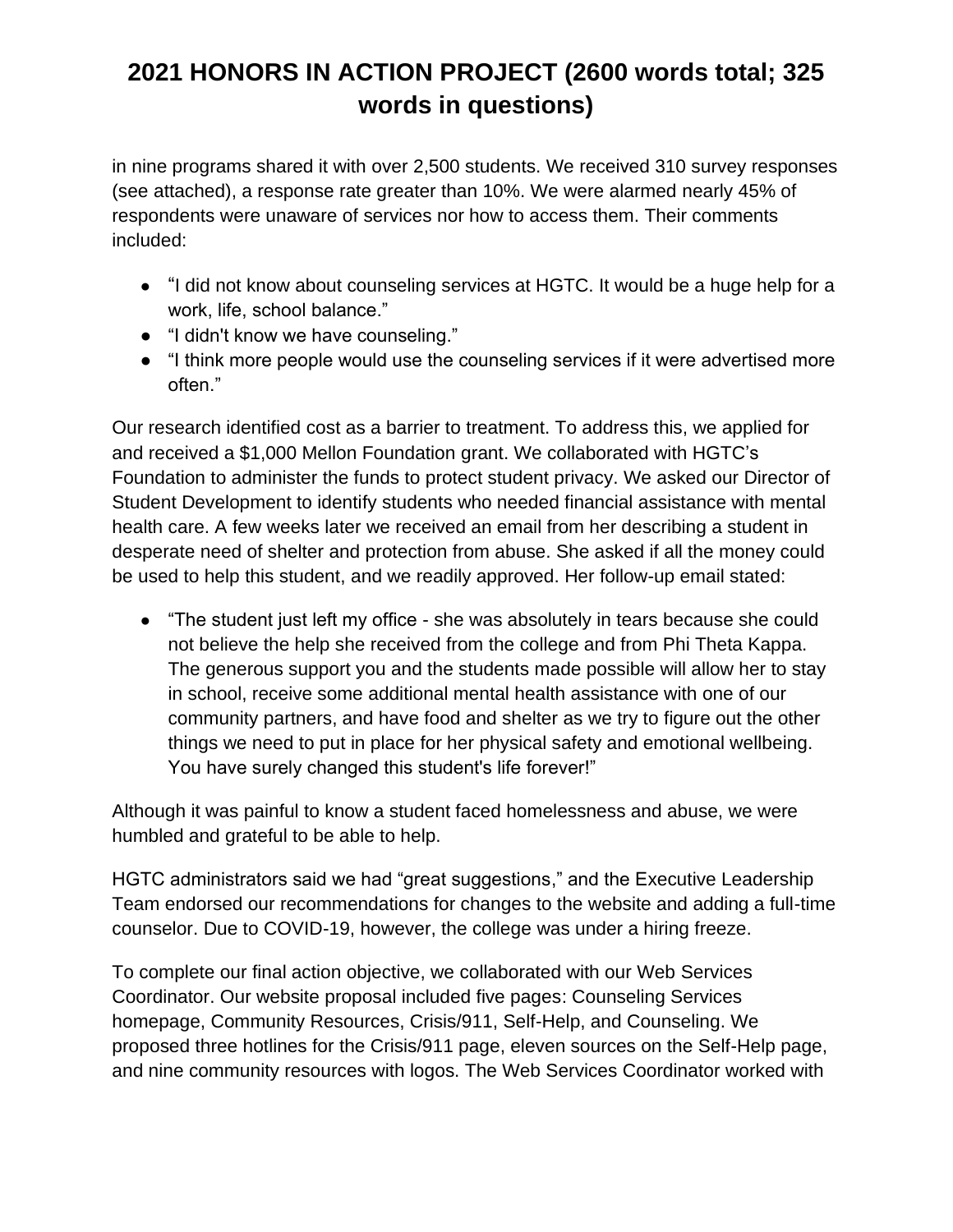in nine programs shared it with over 2,500 students. We received 310 survey responses (see attached), a response rate greater than 10%. We were alarmed nearly 45% of respondents were unaware of services nor how to access them. Their comments included:

- "I did not know about counseling services at HGTC. It would be a huge help for a work, life, school balance."
- "I didn't know we have counseling."
- "I think more people would use the counseling services if it were advertised more often."

Our research identified cost as a barrier to treatment. To address this, we applied for and received a $1,000 Mellon Foundation grant. We collaborated with HGTC's Foundation to administer the funds to protect student privacy. We asked our Director of Student Development to identify students who needed financial assistance with mental health care. A few weeks later we received an email from her describing a student in desperate need of shelter and protection from abuse. She asked if all the money could be used to help this student, and we readily approved. Her follow-up email stated:

- "The student just left my office - she was absolutely in tears because she could not believe the help she received from the college and from Phi Theta Kappa. The generous support you and the students made possible will allow her to stay in school, receive some additional mental health assistance with one of our community partners, and have food and shelter as we try to figure out the other things we need to put in place for her physical safety and emotional wellbeing. You have surely changed this student's life forever!"

Although it was painful to know a student faced homelessness and abuse, we were humbled and grateful to be able to help.

HGTC administrators said we had "great suggestions," and the Executive Leadership Team endorsed our recommendations for changes to the website and adding a full-time counselor. Due to COVID-19, however, the college was under a hiring freeze.

To complete our final action objective, we collaborated with our Web Services Coordinator. Our website proposal included five pages: Counseling Services homepage, Community Resources, Crisis/911, Self-Help, and Counseling. We proposed three hotlines for the Crisis/911 page, eleven sources on the Self-Help page, and nine community resources with logos. The Web Services Coordinator worked with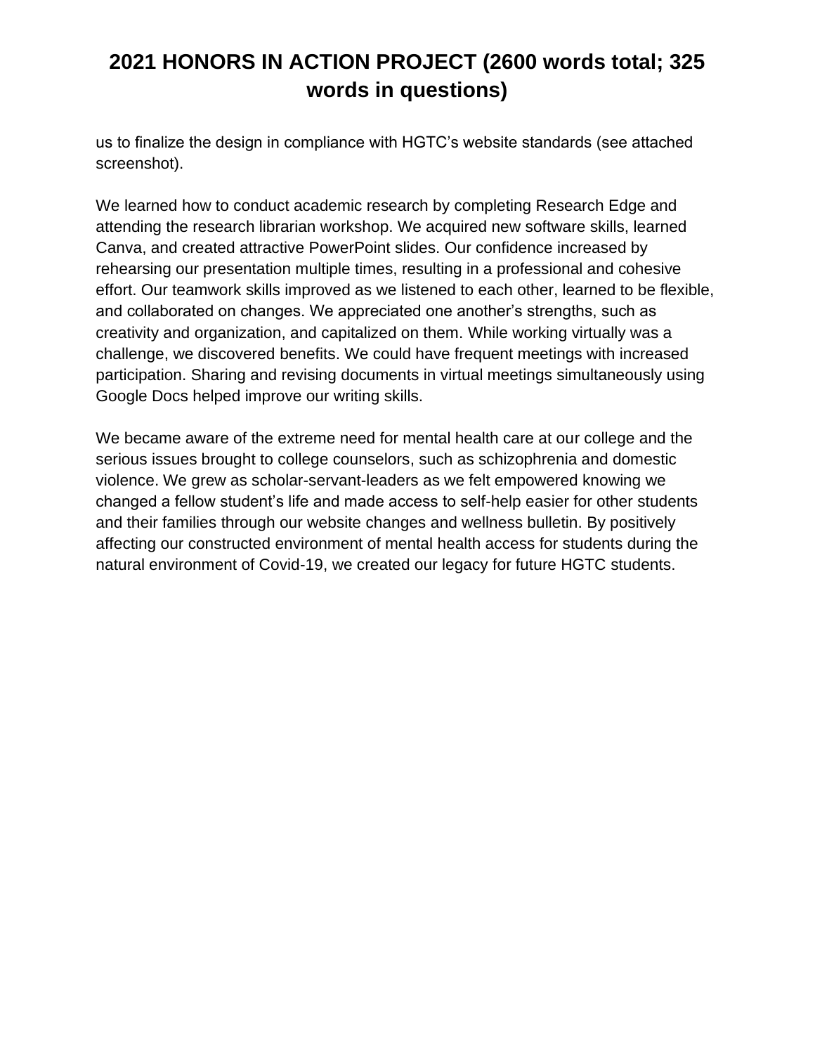us to finalize the design in compliance with HGTC's website standards (see attached screenshot).

We learned how to conduct academic research by completing Research Edge and attending the research librarian workshop. We acquired new software skills, learned Canva, and created attractive PowerPoint slides. Our confidence increased by rehearsing our presentation multiple times, resulting in a professional and cohesive effort. Our teamwork skills improved as we listened to each other, learned to be flexible, and collaborated on changes. We appreciated one another's strengths, such as creativity and organization, and capitalized on them. While working virtually was a challenge, we discovered benefits. We could have frequent meetings with increased participation. Sharing and revising documents in virtual meetings simultaneously using Google Docs helped improve our writing skills.

We became aware of the extreme need for mental health care at our college and the serious issues brought to college counselors, such as schizophrenia and domestic violence. We grew as scholar-servant-leaders as we felt empowered knowing we changed a fellow student's life and made access to self-help easier for other students and their families through our website changes and wellness bulletin. By positively affecting our constructed environment of mental health access for students during the natural environment of Covid-19, we created our legacy for future HGTC students.